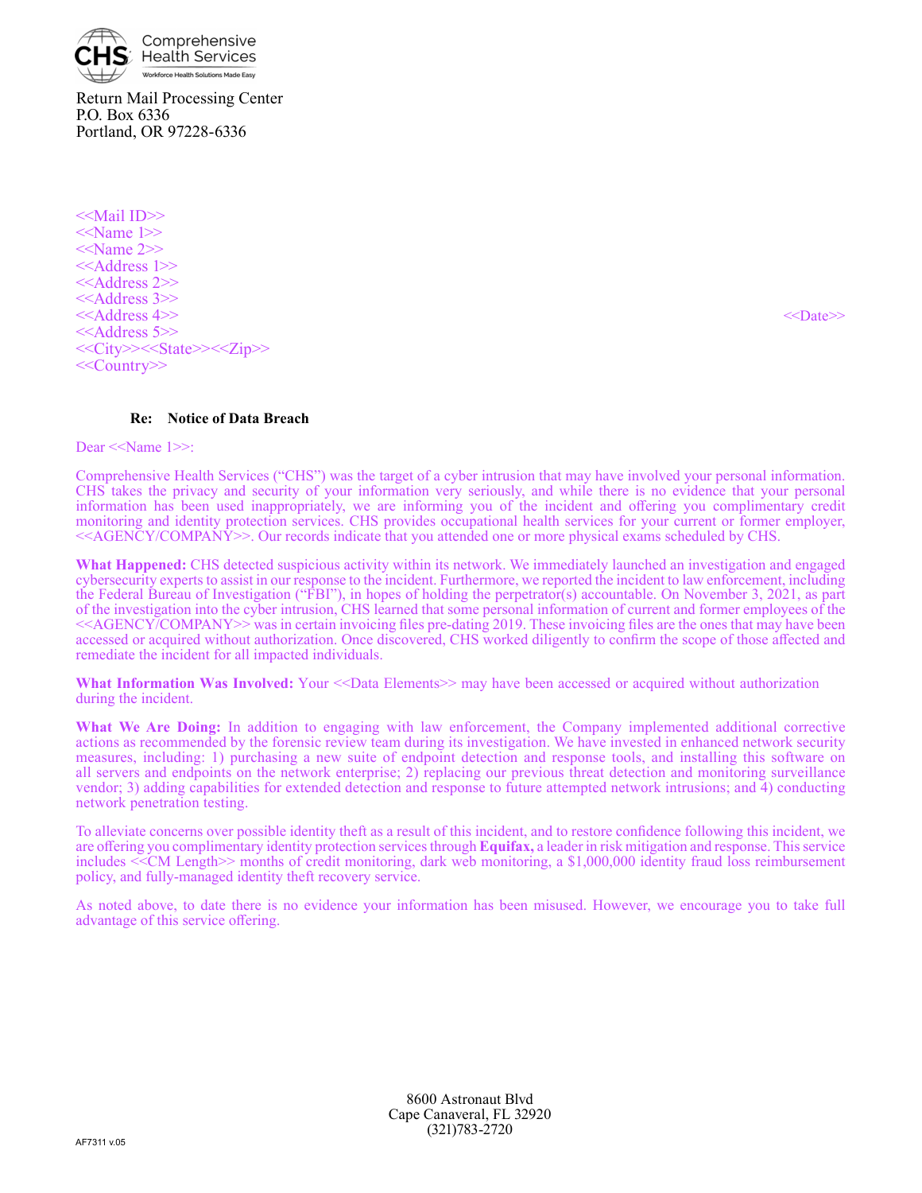Comprehensive Health Services
Workforce Health Solutions Made Easy

Return Mail Processing Center
P.O. Box 6336
Portland, OR 97228-6336

<<Mail ID>>
<<Name 1>>
<<Name 2>>
<<Address 1>>
<<Address 2>>
<<Address 3>>
<<Address 4>>
<<Address 5>>
<<City>><<State>><<Zip>>
<<Country>>

<<Date>>

**Re: Notice of Data Breach**

Dear <<Name 1>>:

Comprehensive Health Services ("CHS") was the target of a cyber intrusion that may have involved your personal information. CHS takes the privacy and security of your information very seriously, and while there is no evidence that your personal information has been used inappropriately, we are informing you of the incident and offering you complimentary credit monitoring and identity protection services. CHS provides occupational health services for your current or former employer, <<AGENCY/COMPANY>>. Our records indicate that you attended one or more physical exams scheduled by CHS.

**What Happened:** CHS detected suspicious activity within its network. We immediately launched an investigation and engaged cybersecurity experts to assist in our response to the incident. Furthermore, we reported the incident to law enforcement, including the Federal Bureau of Investigation ("FBI"), in hopes of holding the perpetrator(s) accountable. On November 3, 2021, as part of the investigation into the cyber intrusion, CHS learned that some personal information of current and former employees of the <<AGENCY/COMPANY>> was in certain invoicing files pre-dating 2019. These invoicing files are the ones that may have been accessed or acquired without authorization. Once discovered, CHS worked diligently to confirm the scope of those affected and remediate the incident for all impacted individuals.

**What Information Was Involved:** Your <<Data Elements>> may have been accessed or acquired without authorization during the incident.

**What We Are Doing:** In addition to engaging with law enforcement, the Company implemented additional corrective actions as recommended by the forensic review team during its investigation. We have invested in enhanced network security measures, including: 1) purchasing a new suite of endpoint detection and response tools, and installing this software on all servers and endpoints on the network enterprise; 2) replacing our previous threat detection and monitoring surveillance vendor; 3) adding capabilities for extended detection and response to future attempted network intrusions; and 4) conducting network penetration testing.

To alleviate concerns over possible identity theft as a result of this incident, and to restore confidence following this incident, we are offering you complimentary identity protection services through **Equifax,** a leader in risk mitigation and response. This service includes <<CM Length>> months of credit monitoring, dark web monitoring, a $1,000,000 identity fraud loss reimbursement policy, and fully-managed identity theft recovery service.

As noted above, to date there is no evidence your information has been misused. However, we encourage you to take full advantage of this service offering.

8600 Astronaut Blvd
Cape Canaveral, FL 32920
(321)783-2720

AF7311 v.05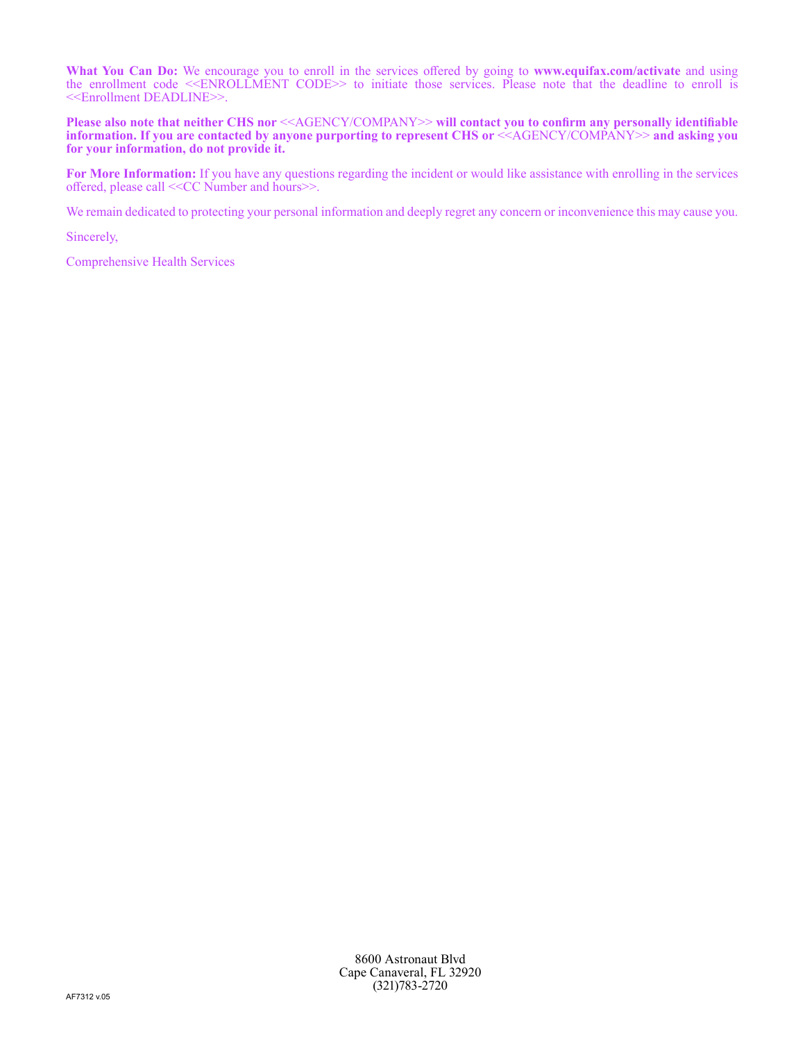**What You Can Do:** We encourage you to enroll in the services offered by going to **www.equifax.com/activate** and using the enrollment code <<ENROLLMENT CODE>> to initiate those services. Please note that the deadline to enroll is <<Enrollment DEADLINE>>.

**Please also note that neither CHS nor** <<AGENCY/COMPANY>> **will contact you to confirm any personally identifiable information. If you are contacted by anyone purporting to represent CHS or** <<AGENCY/COMPANY>> **and asking you for your information, do not provide it.**

**For More Information:** If you have any questions regarding the incident or would like assistance with enrolling in the services offered, please call <<CC Number and hours>>.

We remain dedicated to protecting your personal information and deeply regret any concern or inconvenience this may cause you.

Sincerely,

Comprehensive Health Services

8600 Astronaut Blvd
Cape Canaveral, FL 32920
(321)783-2720

AF7312 v.05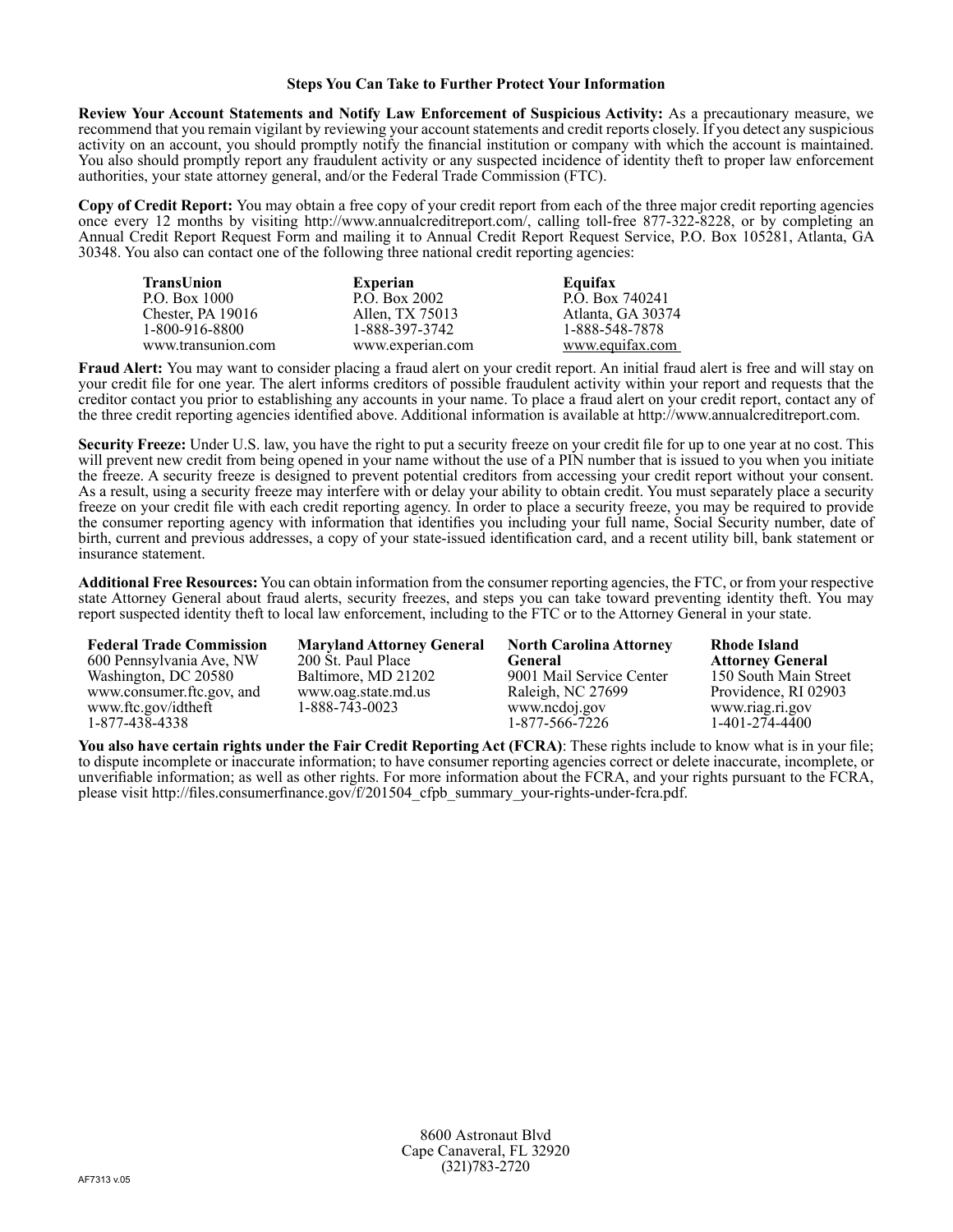## Steps You Can Take to Further Protect Your Information

**Review Your Account Statements and Notify Law Enforcement of Suspicious Activity:** As a precautionary measure, we recommend that you remain vigilant by reviewing your account statements and credit reports closely. If you detect any suspicious activity on an account, you should promptly notify the financial institution or company with which the account is maintained. You also should promptly report any fraudulent activity or any suspected incidence of identity theft to proper law enforcement authorities, your state attorney general, and/or the Federal Trade Commission (FTC).

**Copy of Credit Report:** You may obtain a free copy of your credit report from each of the three major credit reporting agencies once every 12 months by visiting http://www.annualcreditreport.com/, calling toll-free 877-322-8228, or by completing an Annual Credit Report Request Form and mailing it to Annual Credit Report Request Service, P.O. Box 105281, Atlanta, GA 30348. You also can contact one of the following three national credit reporting agencies:

| | | |
|---|---|---|
| **TransUnion** | **Experian** | **Equifax** |
| P.O. Box 1000 | P.O. Box 2002 | P.O. Box 740241 |
| Chester, PA 19016 | Allen, TX 75013 | Atlanta, GA 30374 |
| 1-800-916-8800 | 1-888-397-3742 | 1-888-548-7878 |
| www.transunion.com | www.experian.com | www.equifax.com |

**Fraud Alert:** You may want to consider placing a fraud alert on your credit report. An initial fraud alert is free and will stay on your credit file for one year. The alert informs creditors of possible fraudulent activity within your report and requests that the creditor contact you prior to establishing any accounts in your name. To place a fraud alert on your credit report, contact any of the three credit reporting agencies identified above. Additional information is available at http://www.annualcreditreport.com.

**Security Freeze:** Under U.S. law, you have the right to put a security freeze on your credit file for up to one year at no cost. This will prevent new credit from being opened in your name without the use of a PIN number that is issued to you when you initiate the freeze. A security freeze is designed to prevent potential creditors from accessing your credit report without your consent. As a result, using a security freeze may interfere with or delay your ability to obtain credit. You must separately place a security freeze on your credit file with each credit reporting agency. In order to place a security freeze, you may be required to provide the consumer reporting agency with information that identifies you including your full name, Social Security number, date of birth, current and previous addresses, a copy of your state-issued identification card, and a recent utility bill, bank statement or insurance statement.

**Additional Free Resources:** You can obtain information from the consumer reporting agencies, the FTC, or from your respective state Attorney General about fraud alerts, security freezes, and steps you can take toward preventing identity theft. You may report suspected identity theft to local law enforcement, including to the FTC or to the Attorney General in your state.

| | | | |
|---|---|---|---|
| **Federal Trade Commission** | **Maryland Attorney General** | **North Carolina Attorney General** | **Rhode Island Attorney General** |
| 600 Pennsylvania Ave, NW | 200 St. Paul Place | 9001 Mail Service Center | 150 South Main Street |
| Washington, DC 20580 | Baltimore, MD 21202 | Raleigh, NC 27699 | Providence, RI 02903 |
| www.consumer.ftc.gov, and www.ftc.gov/idtheft | www.oag.state.md.us | www.ncdoj.gov | www.riag.ri.gov |
| 1-877-438-4338 | 1-888-743-0023 | 1-877-566-7226 | 1-401-274-4400 |

**You also have certain rights under the Fair Credit Reporting Act (FCRA)**: These rights include to know what is in your file; to dispute incomplete or inaccurate information; to have consumer reporting agencies correct or delete inaccurate, incomplete, or unverifiable information; as well as other rights. For more information about the FCRA, and your rights pursuant to the FCRA, please visit http://files.consumerfinance.gov/f/201504_cfpb_summary_your-rights-under-fcra.pdf.

8600 Astronaut Blvd
Cape Canaveral, FL 32920
(321)783-2720

AF7313 v.05